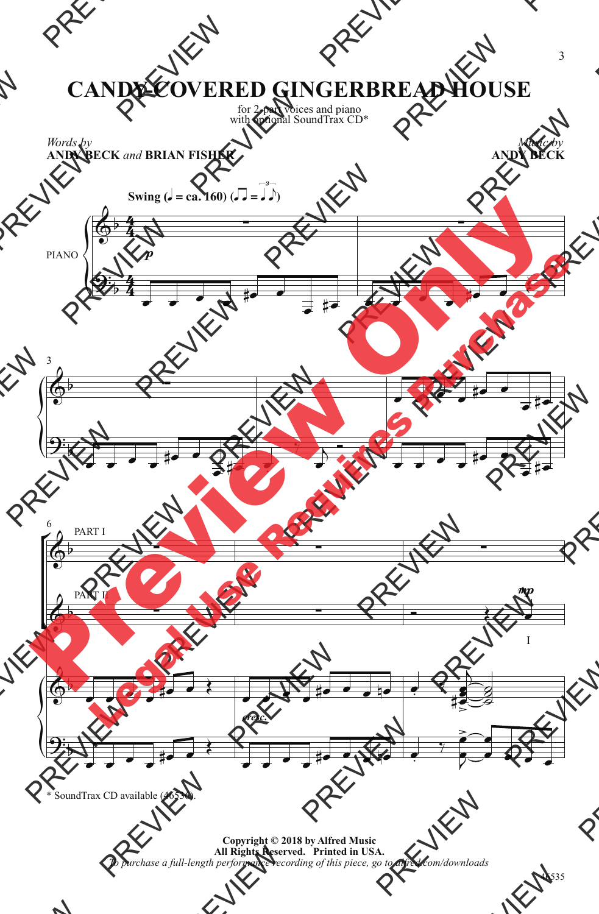# CANDY-COVERED GINGERBREAD HOUSE

for 2-part voices and piano
with optional SoundTrax CD*

*Words by*
**ANDY BECK** *and* **BRIAN FISHER**

*Music by*
**ANDY BECK**

**Swing** (♩ = ca. 160)

PIANO

PART I

PART II

\* SoundTrax CD available (46536).

**Copyright © 2018 by Alfred Music**
**All Rights Reserved. Printed in USA.**
*To purchase a full-length performance recording of this piece, go to alfred.com/downloads*

46535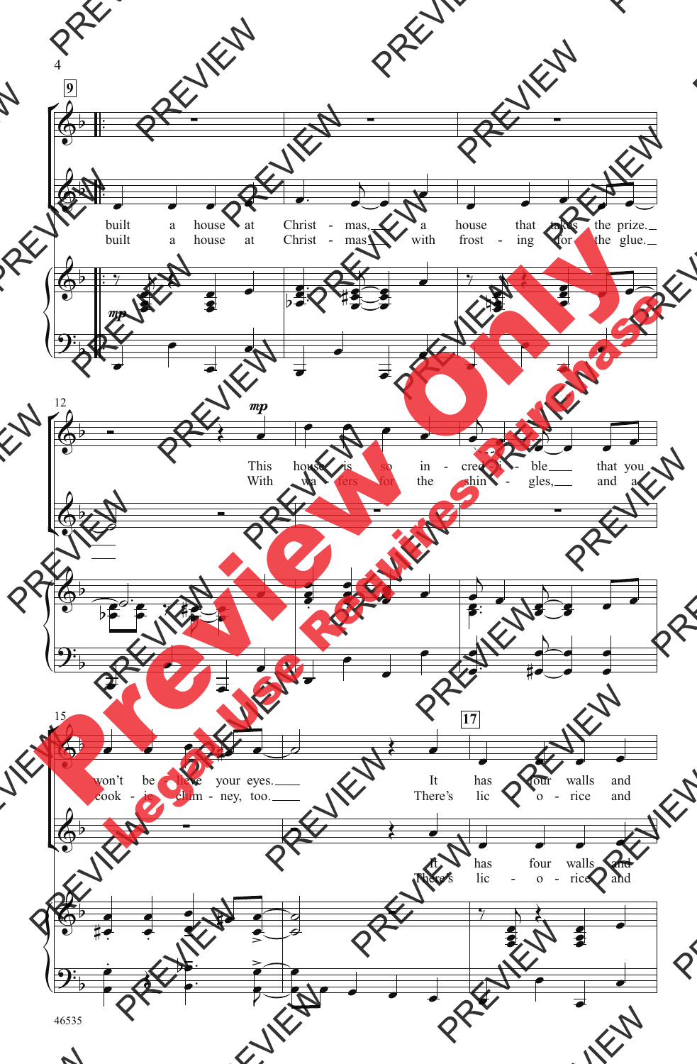**9**

built a house at Christ - mas, a house that takes the prize.
built a house at Christ - mas with frost - ing for the glue.

*mp*

This house is so in - cred - i - ble that you won't be - lieve your eyes.
With wa - fers for the shin - gles, and a cook - ie chim - ney, too.

**17**

It has four walls and
There's lic - o - rice and

It has four walls and
There's lic - o - rice and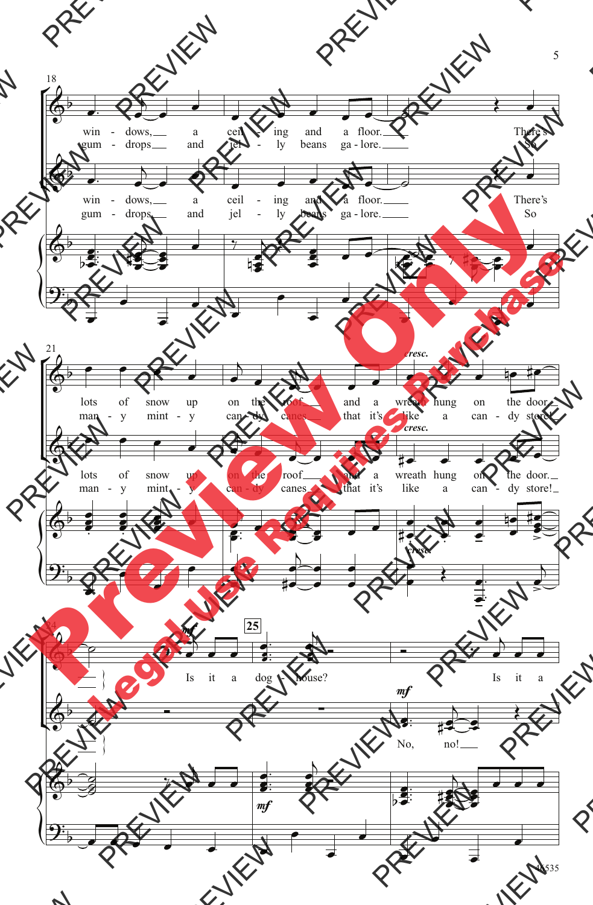win - dows, a ceil - ing and a floor. There's
gum - drops and jel - ly beans ga - lore. So

win - dows, a ceil - ing and a floor. There's
gum - drops and jel - ly beans ga - lore. So

*cresc.*

lots of snow up on the roof and a wreath hung on the door
man - y mint - y can - dy canes that it's like a can - dy store!

*cresc.*

lots of snow up on the roof and a wreath hung on the door.
man - y mint - y can - dy canes that it's like a can - dy store!

*cresc.*

**25**

*mf*

Is it a dog - house? Is it a

*mf*

No, no!

*mf*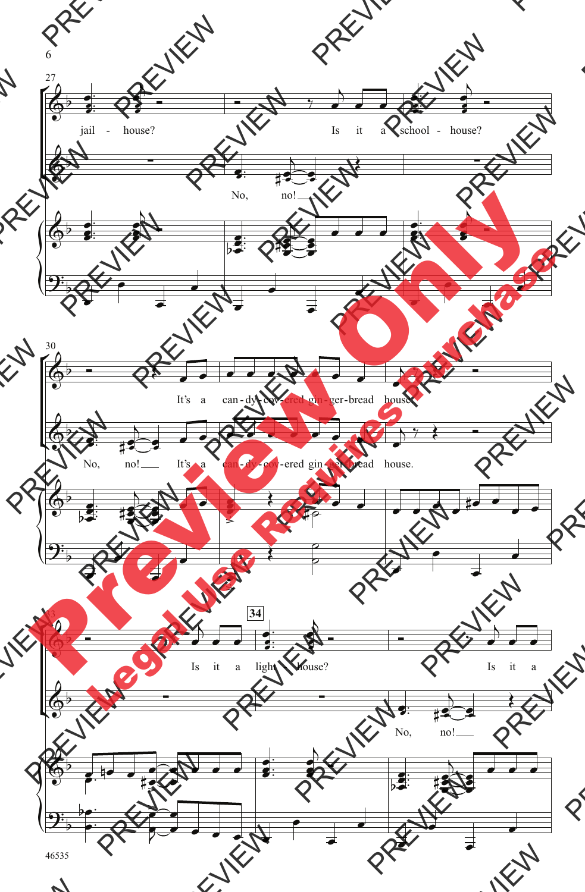27

jail - house? Is it a school - house?

No, no!

30

It's a can - dy - cov - ered gin - ger - bread house?

No, no! It's a can - dy - cov - ered gin - ger - bread house.

33

**34**

Is it a light - house? Is it a

No, no!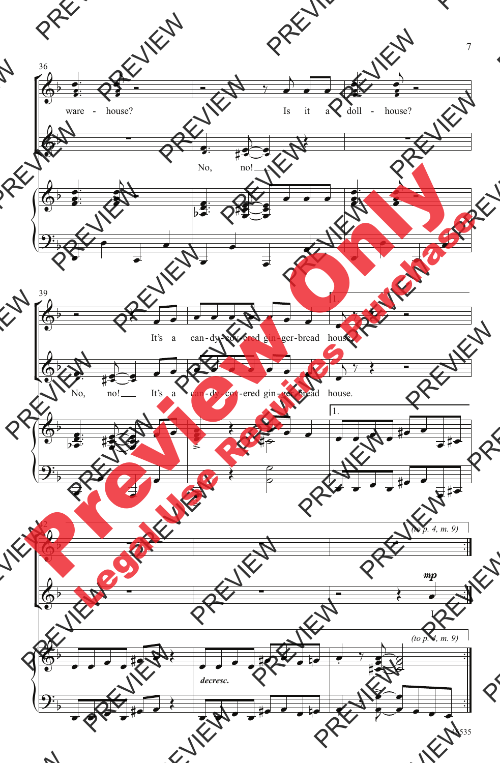36

ware - house? Is it a doll - house?

No, no!

39

It's a can - dy - cov - ered gin - ger - bread house.

No, no! It's a can - dy - cov - ered gin - ger - bread house.

1.

42

(to p. 4, m. 9)

*mp*

I

*decresc.*

(to p. 4, m. 9)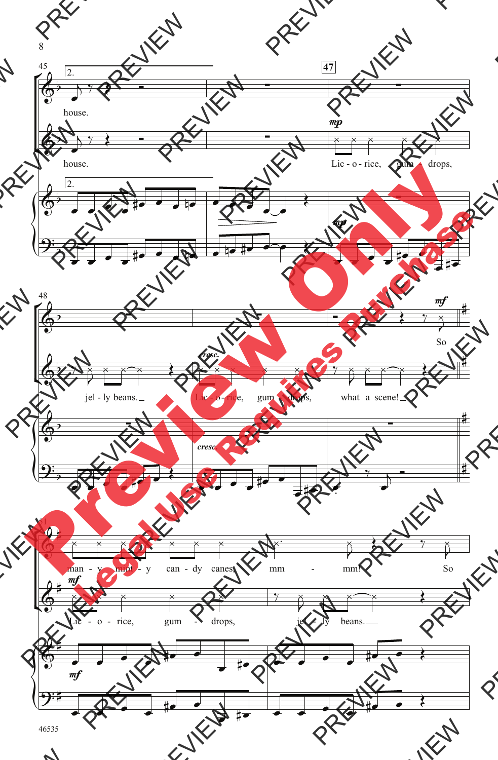house.

house.

Lic - o - rice, gum - drops,

jel - ly beans.

*cresc.*

Lic - o - rice, gum - drops, what a scene!

So

man - y minty can - dy canes! mm - mm! So

Lic - o - rice, gum - drops, jel - ly beans.

46535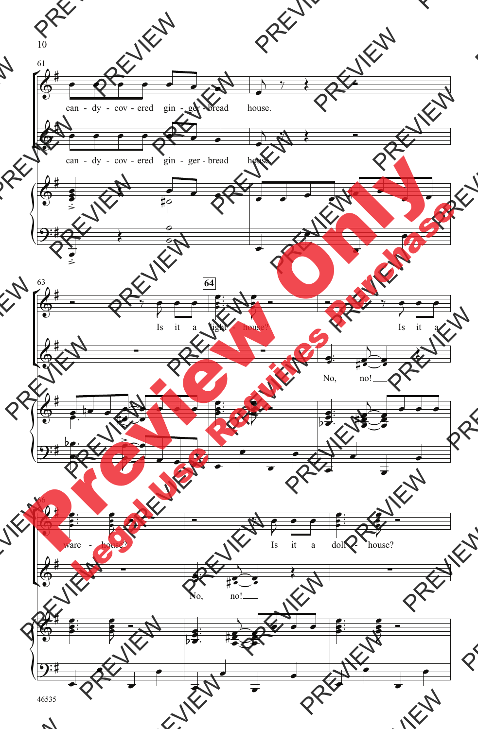61

can - dy - cov - ered gin - ger - bread house.

can - dy - cov - ered gin - ger - bread house.

63

Is it a

**64**

light - house?

Is it a

No, no!

66

ware - house?

Is it a doll - house?

No, no!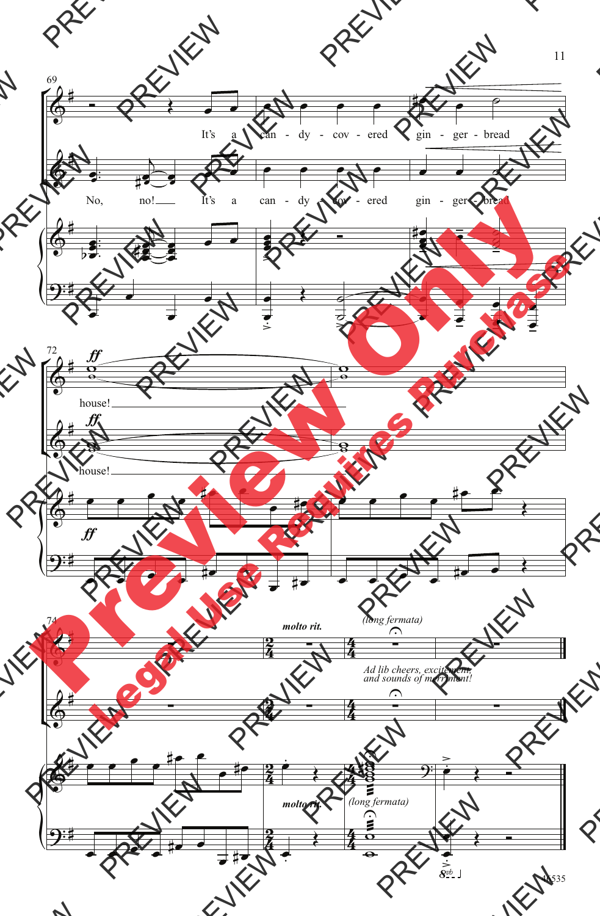It's a can - dy - cov - ered gin - ger - bread

No, no! It's a can - dy - cov - ered gin - ger - bread

*ff*

house!

*ff*

house!

*ff*

*molto rit.*

*(long fermata)*

*Ad lib cheers, excitement, and sounds of merriment!*

*molto rit.*

*(long fermata)*